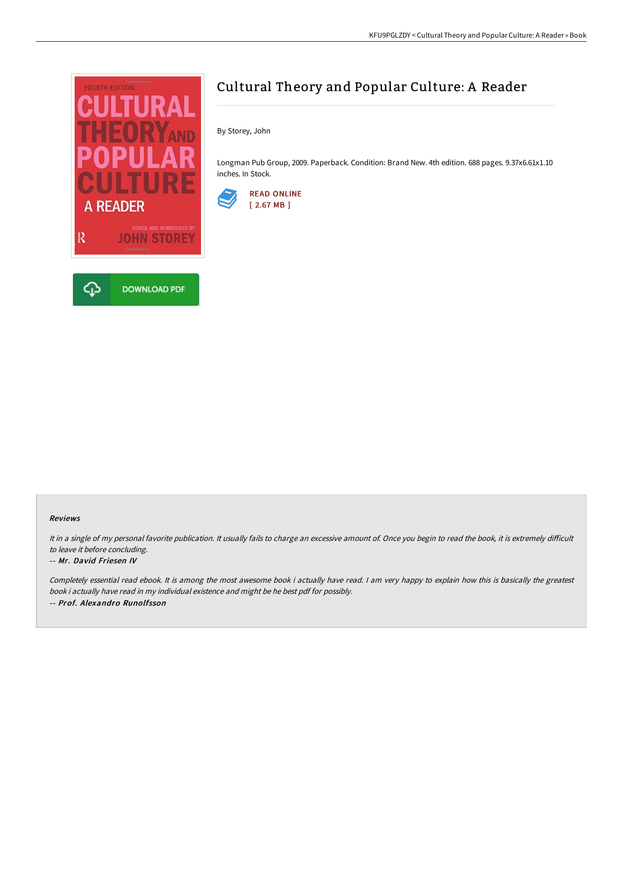# Cultural Theory and Popular Culture: A Reader

By Storey, John

Longman Pub Group, 2009. Paperback. Condition: Brand New. 4th edition. 688 pages. 9.37x6.61x1.10 inches. In Stock.

READ ONLINE
[ 2.67 MB ]

DOWNLOAD PDF

### Reviews

*It in a single of my personal favorite publication. It usually fails to charge an excessive amount of. Once you begin to read the book, it is extremely difficult to leave it before concluding.*

-- ***Mr. David Friesen IV***

*Completely essential read ebook. It is among the most awesome book i actually have read. I am very happy to explain how this is basically the greatest book i actually have read in my individual existence and might be he best pdf for possibly.*

-- ***Prof. Alexandro Runolfsson***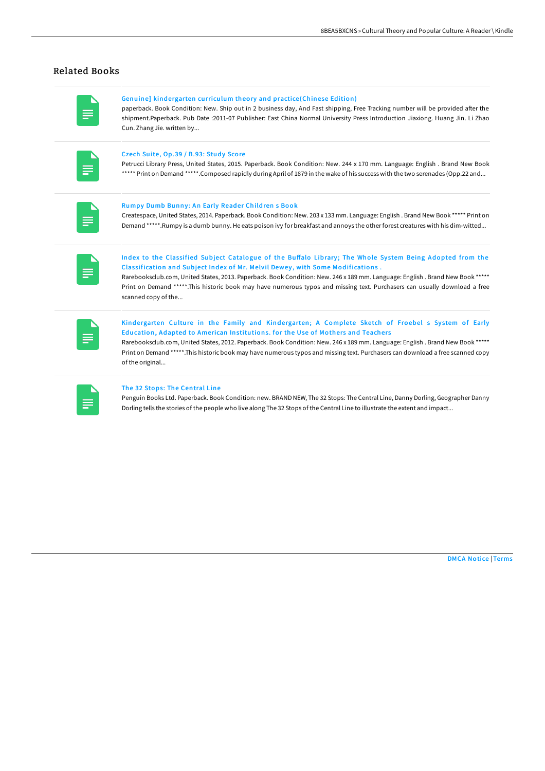## Related Books

### Genuine] kindergarten curriculum theory and practice(Chinese Edition)

paperback. Book Condition: New. Ship out in 2 business day, And Fast shipping, Free Tracking number will be provided after the shipment.Paperback. Pub Date :2011-07 Publisher: East China Normal University Press Introduction Jiaxiong. Huang Jin. Li Zhao Cun. Zhang Jie. written by...

### Czech Suite, Op.39 / B.93: Study Score

Petrucci Library Press, United States, 2015. Paperback. Book Condition: New. 244 x 170 mm. Language: English . Brand New Book ***** Print on Demand *****.Composed rapidly during April of 1879 in the wake of his success with the two serenades (Opp.22 and...

### Rumpy Dumb Bunny: An Early Reader Children s Book

Createspace, United States, 2014. Paperback. Book Condition: New. 203 x 133 mm. Language: English . Brand New Book ***** Print on Demand *****.Rumpy is a dumb bunny. He eats poison ivy for breakfast and annoys the other forest creatures with his dim-witted...

### Index to the Classified Subject Catalogue of the Buffalo Library; The Whole System Being Adopted from the Classification and Subject Index of Mr. Melvil Dewey, with Some Modifications .

Rarebooksclub.com, United States, 2013. Paperback. Book Condition: New. 246 x 189 mm. Language: English . Brand New Book ***** Print on Demand *****.This historic book may have numerous typos and missing text. Purchasers can usually download a free scanned copy of the...

### Kindergarten Culture in the Family and Kindergarten; A Complete Sketch of Froebel s System of Early Education, Adapted to American Institutions. for the Use of Mothers and Teachers

Rarebooksclub.com, United States, 2012. Paperback. Book Condition: New. 246 x 189 mm. Language: English . Brand New Book ***** Print on Demand *****.This historic book may have numerous typos and missing text. Purchasers can download a free scanned copy of the original...

### The 32 Stops: The Central Line

Penguin Books Ltd. Paperback. Book Condition: new. BRAND NEW, The 32 Stops: The Central Line, Danny Dorling, Geographer Danny Dorling tells the stories of the people who live along The 32 Stops of the Central Line to illustrate the extent and impact...

DMCA Notice | Terms